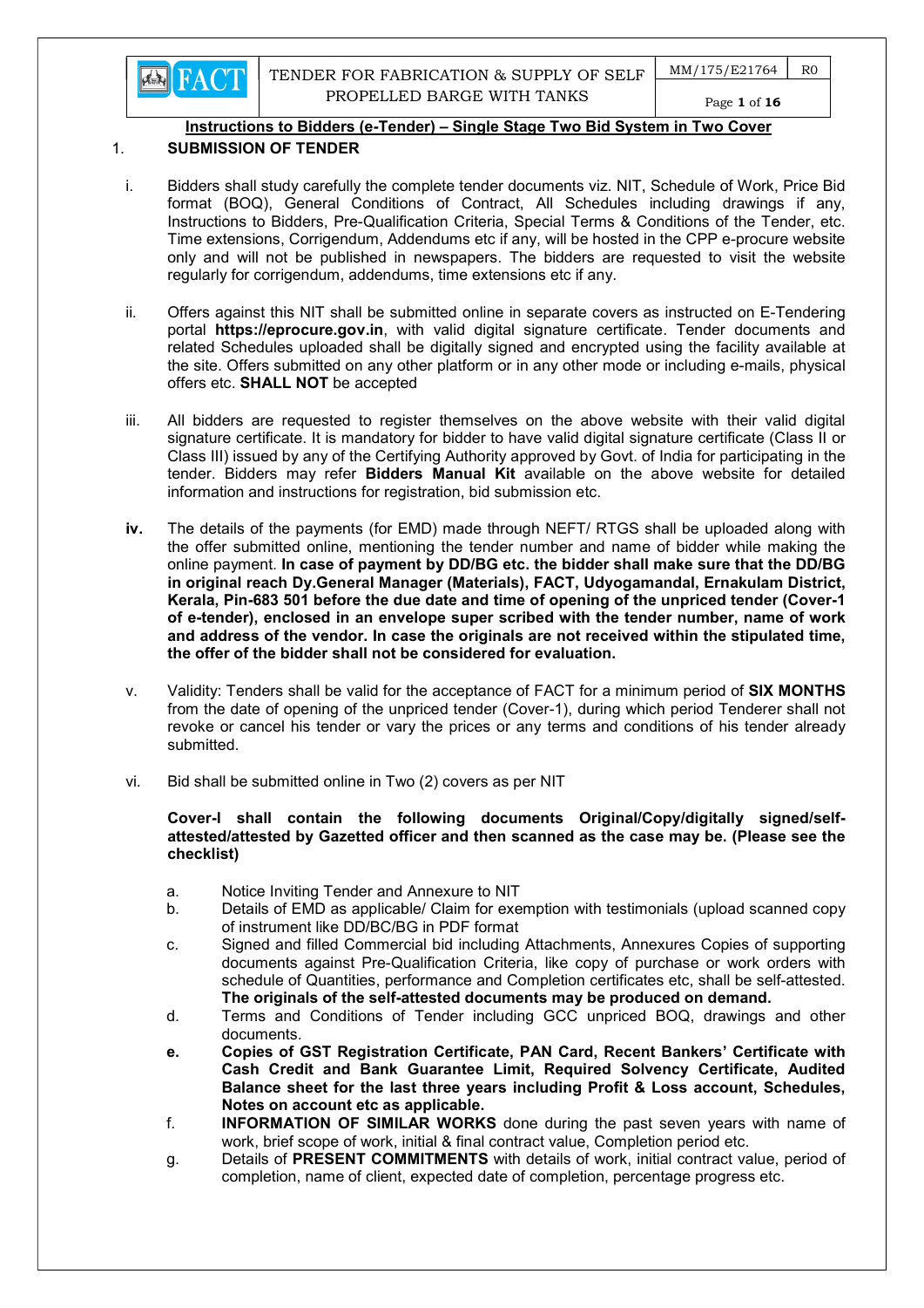## Instructions to Bidders (e-Tender) – Single Stage Two Bid System in Two Cover

### 1. SUBMISSION OF TENDER

i. Bidders shall study carefully the complete tender documents viz. NIT, Schedule of Work, Price Bid format (BOQ), General Conditions of Contract, All Schedules including drawings if any, Instructions to Bidders, Pre-Qualification Criteria, Special Terms & Conditions of the Tender, etc. Time extensions, Corrigendum, Addendums etc if any, will be hosted in the CPP e-procure website only and will not be published in newspapers. The bidders are requested to visit the website regularly for corrigendum, addendums, time extensions etc if any.

ii. Offers against this NIT shall be submitted online in separate covers as instructed on E-Tendering portal **https://eprocure.gov.in**, with valid digital signature certificate. Tender documents and related Schedules uploaded shall be digitally signed and encrypted using the facility available at the site. Offers submitted on any other platform or in any other mode or including e-mails, physical offers etc. **SHALL NOT** be accepted

iii. All bidders are requested to register themselves on the above website with their valid digital signature certificate. It is mandatory for bidder to have valid digital signature certificate (Class II or Class III) issued by any of the Certifying Authority approved by Govt. of India for participating in the tender. Bidders may refer **Bidders Manual Kit** available on the above website for detailed information and instructions for registration, bid submission etc.

**iv.** The details of the payments (for EMD) made through NEFT/ RTGS shall be uploaded along with the offer submitted online, mentioning the tender number and name of bidder while making the online payment. **In case of payment by DD/BG etc. the bidder shall make sure that the DD/BG in original reach Dy.General Manager (Materials), FACT, Udyogamandal, Ernakulam District, Kerala, Pin-683 501 before the due date and time of opening of the unpriced tender (Cover-1 of e-tender), enclosed in an envelope super scribed with the tender number, name of work and address of the vendor. In case the originals are not received within the stipulated time, the offer of the bidder shall not be considered for evaluation.**

v. Validity: Tenders shall be valid for the acceptance of FACT for a minimum period of **SIX MONTHS** from the date of opening of the unpriced tender (Cover-1), during which period Tenderer shall not revoke or cancel his tender or vary the prices or any terms and conditions of his tender already submitted.

vi. Bid shall be submitted online in Two (2) covers as per NIT

**Cover-I shall contain the following documents Original/Copy/digitally signed/self-attested/attested by Gazetted officer and then scanned as the case may be. (Please see the checklist)**

a. Notice Inviting Tender and Annexure to NIT

b. Details of EMD as applicable/ Claim for exemption with testimonials (upload scanned copy of instrument like DD/BC/BG in PDF format

c. Signed and filled Commercial bid including Attachments, Annexures Copies of supporting documents against Pre-Qualification Criteria, like copy of purchase or work orders with schedule of Quantities, performance and Completion certificates etc, shall be self-attested. **The originals of the self-attested documents may be produced on demand.**

d. Terms and Conditions of Tender including GCC unpriced BOQ, drawings and other documents.

**e. Copies of GST Registration Certificate, PAN Card, Recent Bankers' Certificate with Cash Credit and Bank Guarantee Limit, Required Solvency Certificate, Audited Balance sheet for the last three years including Profit & Loss account, Schedules, Notes on account etc as applicable.**

f. **INFORMATION OF SIMILAR WORKS** done during the past seven years with name of work, brief scope of work, initial & final contract value, Completion period etc.

g. Details of **PRESENT COMMITMENTS** with details of work, initial contract value, period of completion, name of client, expected date of completion, percentage progress etc.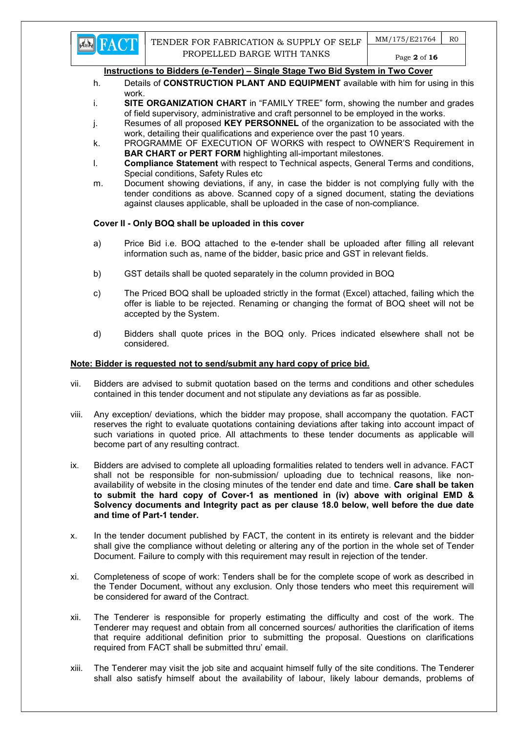**Instructions to Bidders (e-Tender) – Single Stage Two Bid System in Two Cover**

h. Details of **CONSTRUCTION PLANT AND EQUIPMENT** available with him for using in this work.

i. **SITE ORGANIZATION CHART** in "FAMILY TREE" form, showing the number and grades of field supervisory, administrative and craft personnel to be employed in the works.

j. Resumes of all proposed **KEY PERSONNEL** of the organization to be associated with the work, detailing their qualifications and experience over the past 10 years.

k. PROGRAMME OF EXECUTION OF WORKS with respect to OWNER'S Requirement in **BAR CHART or PERT FORM** highlighting all-important milestones.

l. **Compliance Statement** with respect to Technical aspects, General Terms and conditions, Special conditions, Safety Rules etc

m. Document showing deviations, if any, in case the bidder is not complying fully with the tender conditions as above. Scanned copy of a signed document, stating the deviations against clauses applicable, shall be uploaded in the case of non-compliance.

**Cover II - Only BOQ shall be uploaded in this cover**

a) Price Bid i.e. BOQ attached to the e-tender shall be uploaded after filling all relevant information such as, name of the bidder, basic price and GST in relevant fields.

b) GST details shall be quoted separately in the column provided in BOQ

c) The Priced BOQ shall be uploaded strictly in the format (Excel) attached, failing which the offer is liable to be rejected. Renaming or changing the format of BOQ sheet will not be accepted by the System.

d) Bidders shall quote prices in the BOQ only. Prices indicated elsewhere shall not be considered.

**Note: Bidder is requested not to send/submit any hard copy of price bid.**

vii. Bidders are advised to submit quotation based on the terms and conditions and other schedules contained in this tender document and not stipulate any deviations as far as possible.

viii. Any exception/ deviations, which the bidder may propose, shall accompany the quotation. FACT reserves the right to evaluate quotations containing deviations after taking into account impact of such variations in quoted price. All attachments to these tender documents as applicable will become part of any resulting contract.

ix. Bidders are advised to complete all uploading formalities related to tenders well in advance. FACT shall not be responsible for non-submission/ uploading due to technical reasons, like non-availability of website in the closing minutes of the tender end date and time. **Care shall be taken to submit the hard copy of Cover-1 as mentioned in (iv) above with original EMD & Solvency documents and Integrity pact as per clause 18.0 below, well before the due date and time of Part-1 tender.**

x. In the tender document published by FACT, the content in its entirety is relevant and the bidder shall give the compliance without deleting or altering any of the portion in the whole set of Tender Document. Failure to comply with this requirement may result in rejection of the tender.

xi. Completeness of scope of work: Tenders shall be for the complete scope of work as described in the Tender Document, without any exclusion. Only those tenders who meet this requirement will be considered for award of the Contract.

xii. The Tenderer is responsible for properly estimating the difficulty and cost of the work. The Tenderer may request and obtain from all concerned sources/ authorities the clarification of items that require additional definition prior to submitting the proposal. Questions on clarifications required from FACT shall be submitted thru' email.

xiii. The Tenderer may visit the job site and acquaint himself fully of the site conditions. The Tenderer shall also satisfy himself about the availability of labour, likely labour demands, problems of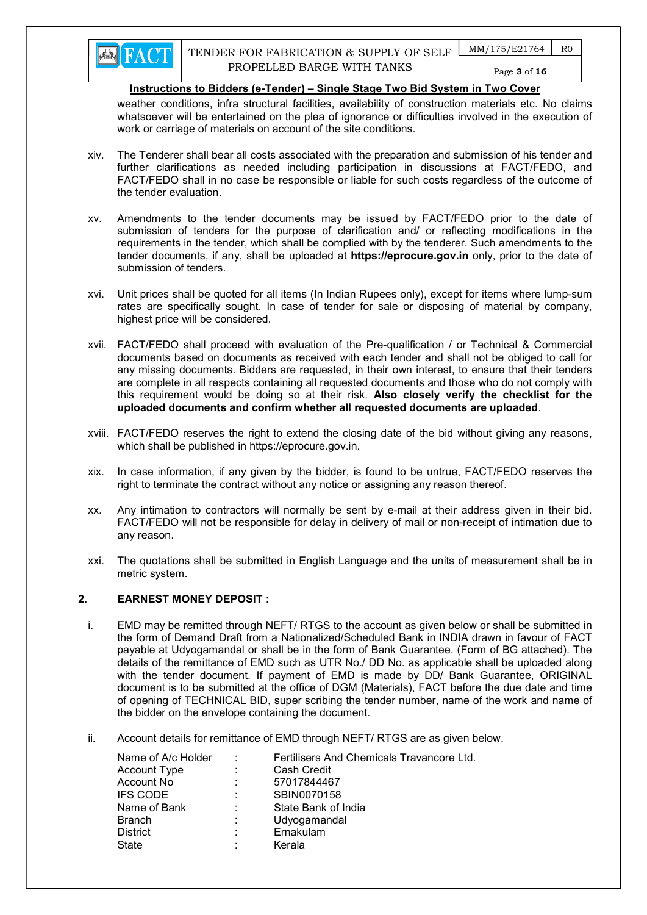**Instructions to Bidders (e-Tender) – Single Stage Two Bid System in Two Cover**

weather conditions, infra structural facilities, availability of construction materials etc. No claims whatsoever will be entertained on the plea of ignorance or difficulties involved in the execution of work or carriage of materials on account of the site conditions.

xiv. The Tenderer shall bear all costs associated with the preparation and submission of his tender and further clarifications as needed including participation in discussions at FACT/FEDO, and FACT/FEDO shall in no case be responsible or liable for such costs regardless of the outcome of the tender evaluation.

xv. Amendments to the tender documents may be issued by FACT/FEDO prior to the date of submission of tenders for the purpose of clarification and/ or reflecting modifications in the requirements in the tender, which shall be complied with by the tenderer. Such amendments to the tender documents, if any, shall be uploaded at **https://eprocure.gov.in** only, prior to the date of submission of tenders.

xvi. Unit prices shall be quoted for all items (In Indian Rupees only), except for items where lump-sum rates are specifically sought. In case of tender for sale or disposing of material by company, highest price will be considered.

xvii. FACT/FEDO shall proceed with evaluation of the Pre-qualification / or Technical & Commercial documents based on documents as received with each tender and shall not be obliged to call for any missing documents. Bidders are requested, in their own interest, to ensure that their tenders are complete in all respects containing all requested documents and those who do not comply with this requirement would be doing so at their risk. **Also closely verify the checklist for the uploaded documents and confirm whether all requested documents are uploaded**.

xviii. FACT/FEDO reserves the right to extend the closing date of the bid without giving any reasons, which shall be published in https://eprocure.gov.in.

xix. In case information, if any given by the bidder, is found to be untrue, FACT/FEDO reserves the right to terminate the contract without any notice or assigning any reason thereof.

xx. Any intimation to contractors will normally be sent by e-mail at their address given in their bid. FACT/FEDO will not be responsible for delay in delivery of mail or non-receipt of intimation due to any reason.

xxi. The quotations shall be submitted in English Language and the units of measurement shall be in metric system.

## 2. EARNEST MONEY DEPOSIT :

i. EMD may be remitted through NEFT/ RTGS to the account as given below or shall be submitted in the form of Demand Draft from a Nationalized/Scheduled Bank in INDIA drawn in favour of FACT payable at Udyogamandal or shall be in the form of Bank Guarantee. (Form of BG attached). The details of the remittance of EMD such as UTR No./ DD No. as applicable shall be uploaded along with the tender document. If payment of EMD is made by DD/ Bank Guarantee, ORIGINAL document is to be submitted at the office of DGM (Materials), FACT before the due date and time of opening of TECHNICAL BID, super scribing the tender number, name of the work and name of the bidder on the envelope containing the document.

ii. Account details for remittance of EMD through NEFT/ RTGS are as given below.

| | | |
|---|---|---|
| Name of A/c Holder | : | Fertilisers And Chemicals Travancore Ltd. |
| Account Type | : | Cash Credit |
| Account No | : | 57017844467 |
| IFS CODE | : | SBIN0070158 |
| Name of Bank | : | State Bank of India |
| Branch | : | Udyogamandal |
| District | : | Ernakulam |
| State | : | Kerala |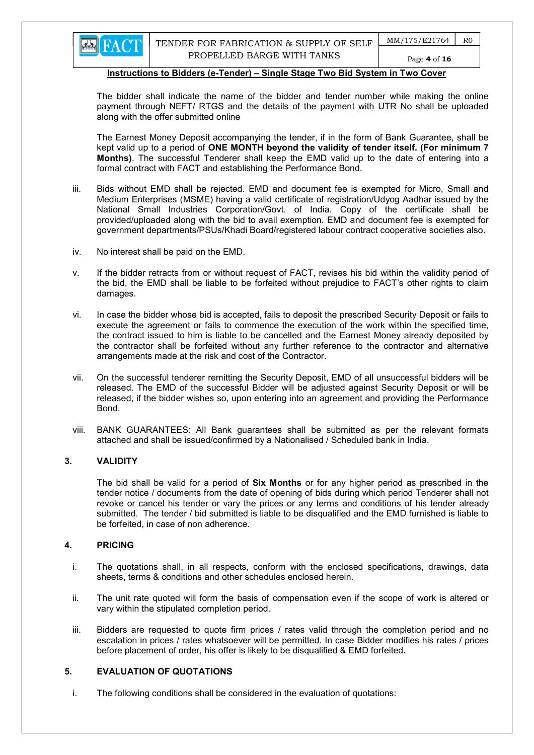**Instructions to Bidders (e-Tender) – Single Stage Two Bid System in Two Cover**

The bidder shall indicate the name of the bidder and tender number while making the online payment through NEFT/ RTGS and the details of the payment with UTR No shall be uploaded along with the offer submitted online

The Earnest Money Deposit accompanying the tender, if in the form of Bank Guarantee, shall be kept valid up to a period of **ONE MONTH beyond the validity of tender itself. (For minimum 7 Months)**. The successful Tenderer shall keep the EMD valid up to the date of entering into a formal contract with FACT and establishing the Performance Bond.

iii. Bids without EMD shall be rejected. EMD and document fee is exempted for Micro, Small and Medium Enterprises (MSME) having a valid certificate of registration/Udyog Aadhar issued by the National Small Industries Corporation/Govt. of India. Copy of the certificate shall be provided/uploaded along with the bid to avail exemption. EMD and document fee is exempted for government departments/PSUs/Khadi Board/registered labour contract cooperative societies also.

iv. No interest shall be paid on the EMD.

v. If the bidder retracts from or without request of FACT, revises his bid within the validity period of the bid, the EMD shall be liable to be forfeited without prejudice to FACT's other rights to claim damages.

vi. In case the bidder whose bid is accepted, fails to deposit the prescribed Security Deposit or fails to execute the agreement or fails to commence the execution of the work within the specified time, the contract issued to him is liable to be cancelled and the Earnest Money already deposited by the contractor shall be forfeited without any further reference to the contractor and alternative arrangements made at the risk and cost of the Contractor.

vii. On the successful tenderer remitting the Security Deposit, EMD of all unsuccessful bidders will be released. The EMD of the successful Bidder will be adjusted against Security Deposit or will be released, if the bidder wishes so, upon entering into an agreement and providing the Performance Bond.

viii. BANK GUARANTEES: All Bank guarantees shall be submitted as per the relevant formats attached and shall be issued/confirmed by a Nationalised / Scheduled bank in India.

## 3. VALIDITY

The bid shall be valid for a period of **Six Months** or for any higher period as prescribed in the tender notice / documents from the date of opening of bids during which period Tenderer shall not revoke or cancel his tender or vary the prices or any terms and conditions of his tender already submitted. The tender / bid submitted is liable to be disqualified and the EMD furnished is liable to be forfeited, in case of non adherence.

## 4. PRICING

i. The quotations shall, in all respects, conform with the enclosed specifications, drawings, data sheets, terms & conditions and other schedules enclosed herein.

ii. The unit rate quoted will form the basis of compensation even if the scope of work is altered or vary within the stipulated completion period.

iii. Bidders are requested to quote firm prices / rates valid through the completion period and no escalation in prices / rates whatsoever will be permitted. In case Bidder modifies his rates / prices before placement of order, his offer is likely to be disqualified & EMD forfeited.

## 5. EVALUATION OF QUOTATIONS

i. The following conditions shall be considered in the evaluation of quotations: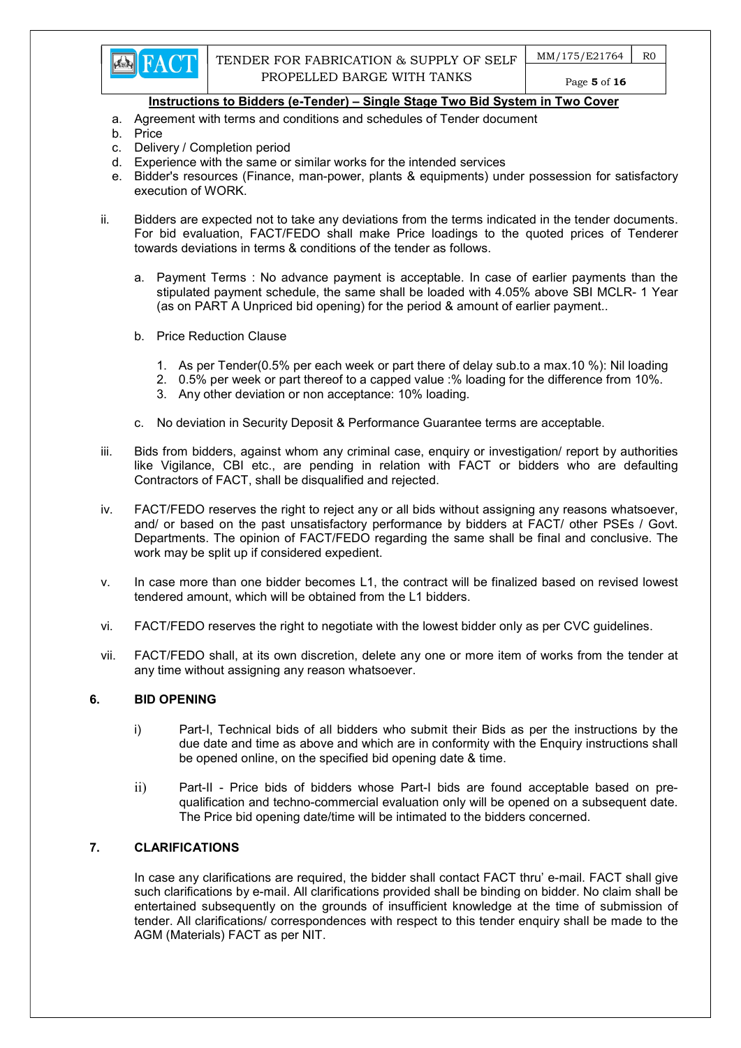**Instructions to Bidders (e-Tender) – Single Stage Two Bid System in Two Cover**

a. Agreement with terms and conditions and schedules of Tender document
b. Price
c. Delivery / Completion period
d. Experience with the same or similar works for the intended services
e. Bidder's resources (Finance, man-power, plants & equipments) under possession for satisfactory execution of WORK.

ii. Bidders are expected not to take any deviations from the terms indicated in the tender documents. For bid evaluation, FACT/FEDO shall make Price loadings to the quoted prices of Tenderer towards deviations in terms & conditions of the tender as follows.

   a. Payment Terms : No advance payment is acceptable. In case of earlier payments than the stipulated payment schedule, the same shall be loaded with 4.05% above SBI MCLR- 1 Year (as on PART A Unpriced bid opening) for the period & amount of earlier payment..

   b. Price Reduction Clause

      1. As per Tender(0.5% per each week or part there of delay sub.to a max.10 %): Nil loading
      2. 0.5% per week or part thereof to a capped value :% loading for the difference from 10%.
      3. Any other deviation or non acceptance: 10% loading.

   c. No deviation in Security Deposit & Performance Guarantee terms are acceptable.

iii. Bids from bidders, against whom any criminal case, enquiry or investigation/ report by authorities like Vigilance, CBI etc., are pending in relation with FACT or bidders who are defaulting Contractors of FACT, shall be disqualified and rejected.

iv. FACT/FEDO reserves the right to reject any or all bids without assigning any reasons whatsoever, and/ or based on the past unsatisfactory performance by bidders at FACT/ other PSEs / Govt. Departments. The opinion of FACT/FEDO regarding the same shall be final and conclusive. The work may be split up if considered expedient.

v. In case more than one bidder becomes L1, the contract will be finalized based on revised lowest tendered amount, which will be obtained from the L1 bidders.

vi. FACT/FEDO reserves the right to negotiate with the lowest bidder only as per CVC guidelines.

vii. FACT/FEDO shall, at its own discretion, delete any one or more item of works from the tender at any time without assigning any reason whatsoever.

## 6. BID OPENING

i) Part-I, Technical bids of all bidders who submit their Bids as per the instructions by the due date and time as above and which are in conformity with the Enquiry instructions shall be opened online, on the specified bid opening date & time.

ii) Part-II - Price bids of bidders whose Part-I bids are found acceptable based on pre-qualification and techno-commercial evaluation only will be opened on a subsequent date. The Price bid opening date/time will be intimated to the bidders concerned.

## 7. CLARIFICATIONS

In case any clarifications are required, the bidder shall contact FACT thru' e-mail. FACT shall give such clarifications by e-mail. All clarifications provided shall be binding on bidder. No claim shall be entertained subsequently on the grounds of insufficient knowledge at the time of submission of tender. All clarifications/ correspondences with respect to this tender enquiry shall be made to the AGM (Materials) FACT as per NIT.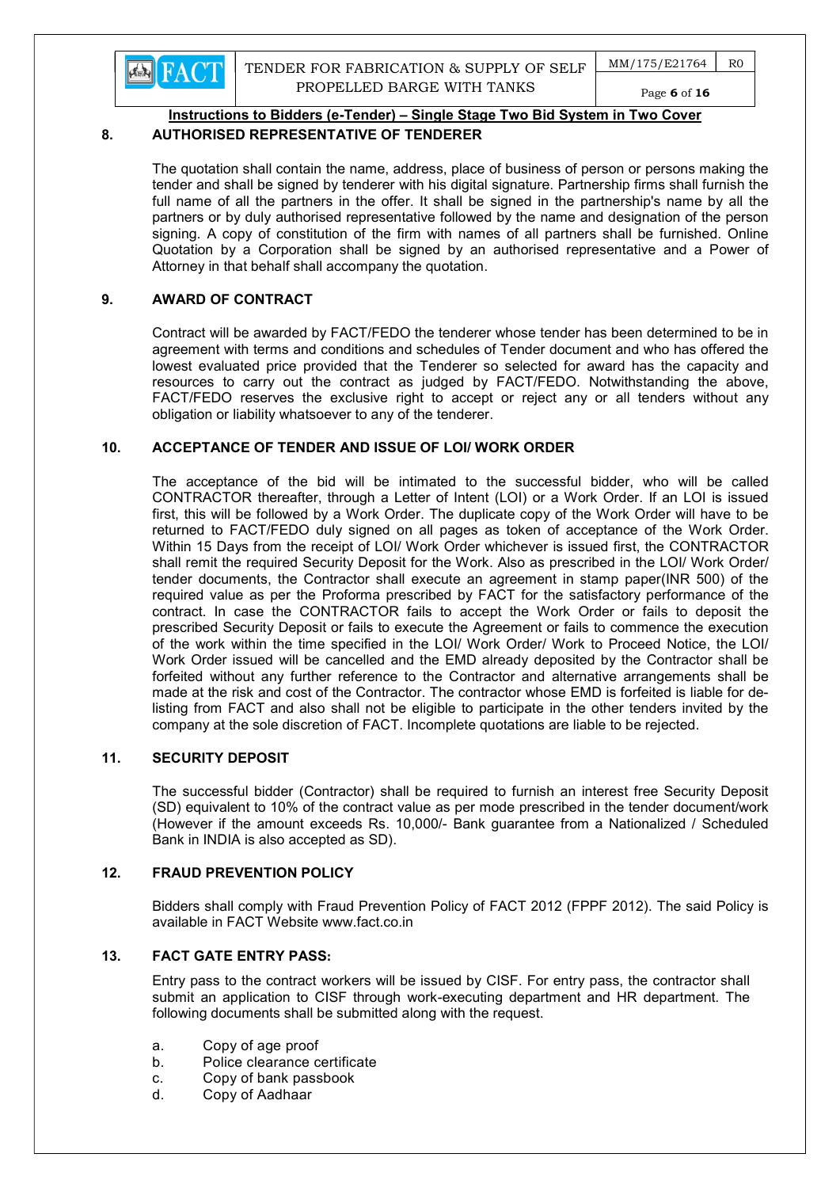**Instructions to Bidders (e-Tender) – Single Stage Two Bid System in Two Cover**

## 8. AUTHORISED REPRESENTATIVE OF TENDERER

The quotation shall contain the name, address, place of business of person or persons making the tender and shall be signed by tenderer with his digital signature. Partnership firms shall furnish the full name of all the partners in the offer. It shall be signed in the partnership's name by all the partners or by duly authorised representative followed by the name and designation of the person signing. A copy of constitution of the firm with names of all partners shall be furnished. Online Quotation by a Corporation shall be signed by an authorised representative and a Power of Attorney in that behalf shall accompany the quotation.

## 9. AWARD OF CONTRACT

Contract will be awarded by FACT/FEDO the tenderer whose tender has been determined to be in agreement with terms and conditions and schedules of Tender document and who has offered the lowest evaluated price provided that the Tenderer so selected for award has the capacity and resources to carry out the contract as judged by FACT/FEDO. Notwithstanding the above, FACT/FEDO reserves the exclusive right to accept or reject any or all tenders without any obligation or liability whatsoever to any of the tenderer.

## 10. ACCEPTANCE OF TENDER AND ISSUE OF LOI/ WORK ORDER

The acceptance of the bid will be intimated to the successful bidder, who will be called CONTRACTOR thereafter, through a Letter of Intent (LOI) or a Work Order. If an LOI is issued first, this will be followed by a Work Order. The duplicate copy of the Work Order will have to be returned to FACT/FEDO duly signed on all pages as token of acceptance of the Work Order. Within 15 Days from the receipt of LOI/ Work Order whichever is issued first, the CONTRACTOR shall remit the required Security Deposit for the Work. Also as prescribed in the LOI/ Work Order/ tender documents, the Contractor shall execute an agreement in stamp paper(INR 500) of the required value as per the Proforma prescribed by FACT for the satisfactory performance of the contract. In case the CONTRACTOR fails to accept the Work Order or fails to deposit the prescribed Security Deposit or fails to execute the Agreement or fails to commence the execution of the work within the time specified in the LOI/ Work Order/ Work to Proceed Notice, the LOI/ Work Order issued will be cancelled and the EMD already deposited by the Contractor shall be forfeited without any further reference to the Contractor and alternative arrangements shall be made at the risk and cost of the Contractor. The contractor whose EMD is forfeited is liable for de-listing from FACT and also shall not be eligible to participate in the other tenders invited by the company at the sole discretion of FACT. Incomplete quotations are liable to be rejected.

## 11. SECURITY DEPOSIT

The successful bidder (Contractor) shall be required to furnish an interest free Security Deposit (SD) equivalent to 10% of the contract value as per mode prescribed in the tender document/work (However if the amount exceeds Rs. 10,000/- Bank guarantee from a Nationalized / Scheduled Bank in INDIA is also accepted as SD).

## 12. FRAUD PREVENTION POLICY

Bidders shall comply with Fraud Prevention Policy of FACT 2012 (FPPF 2012). The said Policy is available in FACT Website www.fact.co.in

## 13. FACT GATE ENTRY PASS:

Entry pass to the contract workers will be issued by CISF. For entry pass, the contractor shall submit an application to CISF through work-executing department and HR department. The following documents shall be submitted along with the request.

a. Copy of age proof
b. Police clearance certificate
c. Copy of bank passbook
d. Copy of Aadhaar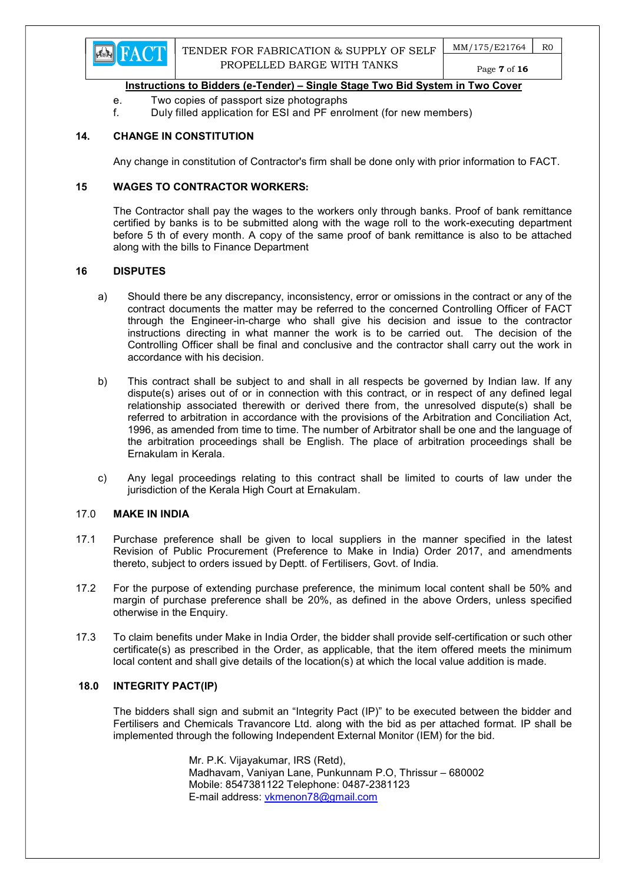e. Two copies of passport size photographs
f. Duly filled application for ESI and PF enrolment (for new members)

**14. CHANGE IN CONSTITUTION**

Any change in constitution of Contractor's firm shall be done only with prior information to FACT.

**15 WAGES TO CONTRACTOR WORKERS:**

The Contractor shall pay the wages to the workers only through banks. Proof of bank remittance certified by banks is to be submitted along with the wage roll to the work-executing department before 5 th of every month. A copy of the same proof of bank remittance is also to be attached along with the bills to Finance Department

**16 DISPUTES**

a) Should there be any discrepancy, inconsistency, error or omissions in the contract or any of the contract documents the matter may be referred to the concerned Controlling Officer of FACT through the Engineer-in-charge who shall give his decision and issue to the contractor instructions directing in what manner the work is to be carried out. The decision of the Controlling Officer shall be final and conclusive and the contractor shall carry out the work in accordance with his decision.

b) This contract shall be subject to and shall in all respects be governed by Indian law. If any dispute(s) arises out of or in connection with this contract, or in respect of any defined legal relationship associated therewith or derived there from, the unresolved dispute(s) shall be referred to arbitration in accordance with the provisions of the Arbitration and Conciliation Act, 1996, as amended from time to time. The number of Arbitrator shall be one and the language of the arbitration proceedings shall be English. The place of arbitration proceedings shall be Ernakulam in Kerala.

c) Any legal proceedings relating to this contract shall be limited to courts of law under the jurisdiction of the Kerala High Court at Ernakulam.

17.0 **MAKE IN INDIA**

17.1 Purchase preference shall be given to local suppliers in the manner specified in the latest Revision of Public Procurement (Preference to Make in India) Order 2017, and amendments thereto, subject to orders issued by Deptt. of Fertilisers, Govt. of India.

17.2 For the purpose of extending purchase preference, the minimum local content shall be 50% and margin of purchase preference shall be 20%, as defined in the above Orders, unless specified otherwise in the Enquiry.

17.3 To claim benefits under Make in India Order, the bidder shall provide self-certification or such other certificate(s) as prescribed in the Order, as applicable, that the item offered meets the minimum local content and shall give details of the location(s) at which the local value addition is made.

**18.0 INTEGRITY PACT(IP)**

The bidders shall sign and submit an "Integrity Pact (IP)" to be executed between the bidder and Fertilisers and Chemicals Travancore Ltd. along with the bid as per attached format. IP shall be implemented through the following Independent External Monitor (IEM) for the bid.

Mr. P.K. Vijayakumar, IRS (Retd),
Madhavam, Vaniyan Lane, Punkunnam P.O, Thrissur – 680002
Mobile: 8547381122 Telephone: 0487-2381123
E-mail address: vkmenon78@gmail.com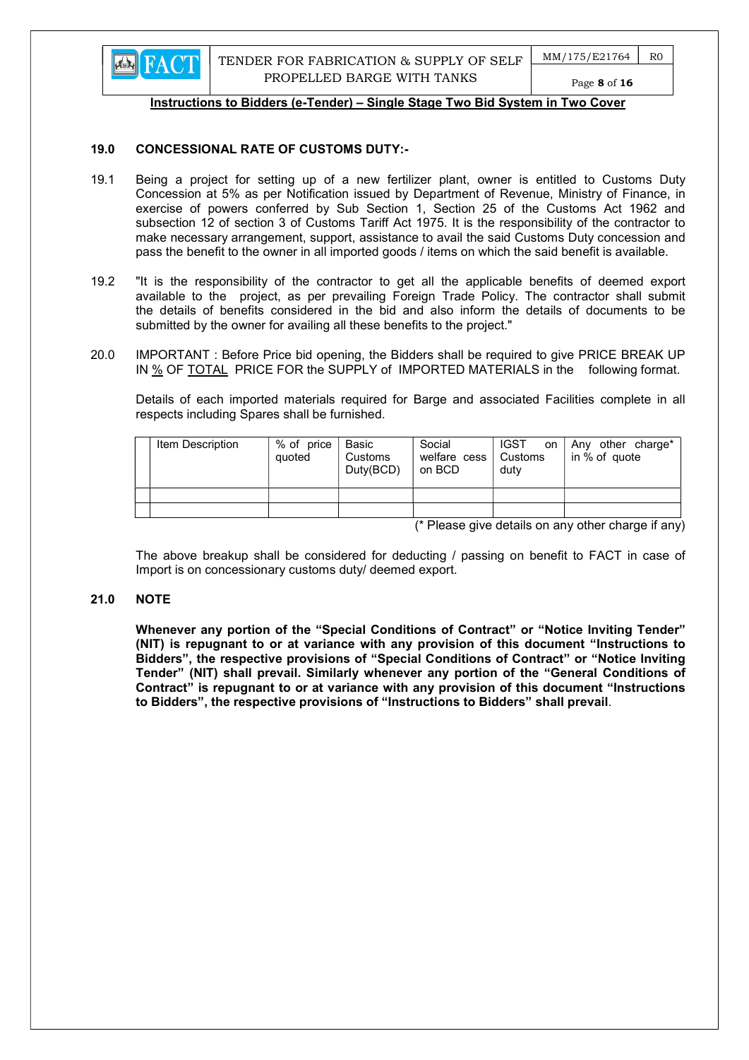**Instructions to Bidders (e-Tender) – Single Stage Two Bid System in Two Cover**

### 19.0 CONCESSIONAL RATE OF CUSTOMS DUTY:-

19.1 Being a project for setting up of a new fertilizer plant, owner is entitled to Customs Duty Concession at 5% as per Notification issued by Department of Revenue, Ministry of Finance, in exercise of powers conferred by Sub Section 1, Section 25 of the Customs Act 1962 and subsection 12 of section 3 of Customs Tariff Act 1975. It is the responsibility of the contractor to make necessary arrangement, support, assistance to avail the said Customs Duty concession and pass the benefit to the owner in all imported goods / items on which the said benefit is available.

19.2 "It is the responsibility of the contractor to get all the applicable benefits of deemed export available to the project, as per prevailing Foreign Trade Policy. The contractor shall submit the details of benefits considered in the bid and also inform the details of documents to be submitted by the owner for availing all these benefits to the project."

20.0 IMPORTANT : Before Price bid opening, the Bidders shall be required to give PRICE BREAK UP IN % OF TOTAL PRICE FOR the SUPPLY of IMPORTED MATERIALS in the following format.

Details of each imported materials required for Barge and associated Facilities complete in all respects including Spares shall be furnished.

| | Item Description | % of price quoted | Basic Customs Duty(BCD) | Social welfare cess on BCD | IGST on Customs duty | Any other charge* in % of quote |
|---|---|---|---|---|---|---|
| | | | | | | |
| | | | | | | |

(* Please give details on any other charge if any)

The above breakup shall be considered for deducting / passing on benefit to FACT in case of Import is on concessionary customs duty/ deemed export.

### 21.0 NOTE

**Whenever any portion of the "Special Conditions of Contract" or "Notice Inviting Tender" (NIT) is repugnant to or at variance with any provision of this document "Instructions to Bidders", the respective provisions of "Special Conditions of Contract" or "Notice Inviting Tender" (NIT) shall prevail. Similarly whenever any portion of the "General Conditions of Contract" is repugnant to or at variance with any provision of this document "Instructions to Bidders", the respective provisions of "Instructions to Bidders" shall prevail**.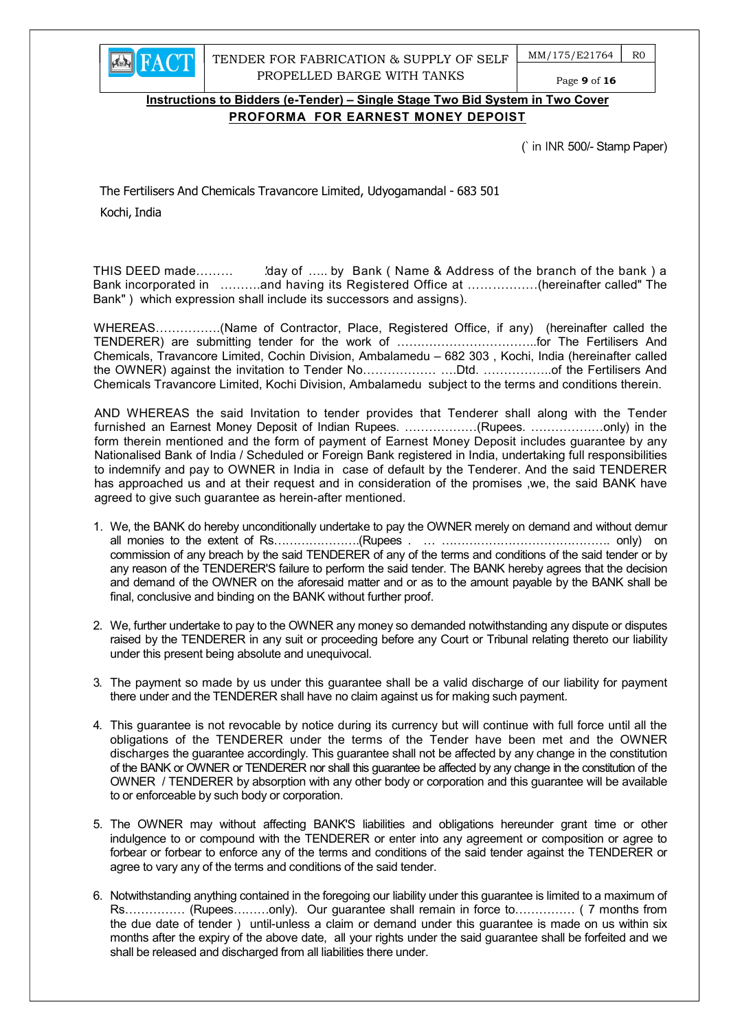**Instructions to Bidders (e-Tender) – Single Stage Two Bid System in Two Cover**

**PROFORMA FOR EARNEST MONEY DEPOIST**

(` in INR 500/- Stamp Paper)

The Fertilisers And Chemicals Travancore Limited, Udyogamandal - 683 501

Kochi, India

THIS DEED made……… 'day of ….. by Bank ( Name & Address of the branch of the bank ) a Bank incorporated in ……….and having its Registered Office at ……………..(hereinafter called" The Bank" ) which expression shall include its successors and assigns).

WHEREAS…………….(Name of Contractor, Place, Registered Office, if any) (hereinafter called the TENDERER) are submitting tender for the work of ……………………………..for The Fertilisers And Chemicals, Travancore Limited, Cochin Division, Ambalamedu – 682 303 , Kochi, India (hereinafter called the OWNER) against the invitation to Tender No……………… ….Dtd. ……………..of the Fertilisers And Chemicals Travancore Limited, Kochi Division, Ambalamedu subject to the terms and conditions therein.

AND WHEREAS the said Invitation to tender provides that Tenderer shall along with the Tender furnished an Earnest Money Deposit of Indian Rupees. ………………(Rupees. ………………only) in the form therein mentioned and the form of payment of Earnest Money Deposit includes guarantee by any Nationalised Bank of India / Scheduled or Foreign Bank registered in India, undertaking full responsibilities to indemnify and pay to OWNER in India in case of default by the Tenderer. And the said TENDERER has approached us and at their request and in consideration of the promises ,we, the said BANK have agreed to give such guarantee as herein-after mentioned.

1. We, the BANK do hereby unconditionally undertake to pay the OWNER merely on demand and without demur all monies to the extent of Rs…………………(Rupees . … ……………………………………. only) on commission of any breach by the said TENDERER of any of the terms and conditions of the said tender or by any reason of the TENDERER'S failure to perform the said tender. The BANK hereby agrees that the decision and demand of the OWNER on the aforesaid matter and or as to the amount payable by the BANK shall be final, conclusive and binding on the BANK without further proof.

2. We, further undertake to pay to the OWNER any money so demanded notwithstanding any dispute or disputes raised by the TENDERER in any suit or proceeding before any Court or Tribunal relating thereto our liability under this present being absolute and unequivocal.

3. The payment so made by us under this guarantee shall be a valid discharge of our liability for payment there under and the TENDERER shall have no claim against us for making such payment.

4. This guarantee is not revocable by notice during its currency but will continue with full force until all the obligations of the TENDERER under the terms of the Tender have been met and the OWNER discharges the guarantee accordingly. This guarantee shall not be affected by any change in the constitution of the BANK or OWNER or TENDERER nor shall this guarantee be affected by any change in the constitution of the OWNER / TENDERER by absorption with any other body or corporation and this guarantee will be available to or enforceable by such body or corporation.

5. The OWNER may without affecting BANK'S liabilities and obligations hereunder grant time or other indulgence to or compound with the TENDERER or enter into any agreement or composition or agree to forbear or forbear to enforce any of the terms and conditions of the said tender against the TENDERER or agree to vary any of the terms and conditions of the said tender.

6. Notwithstanding anything contained in the foregoing our liability under this guarantee is limited to a maximum of Rs…………… (Rupees………only). Our guarantee shall remain in force to………….. ( 7 months from the due date of tender ) until-unless a claim or demand under this guarantee is made on us within six months after the expiry of the above date, all your rights under the said guarantee shall be forfeited and we shall be released and discharged from all liabilities there under.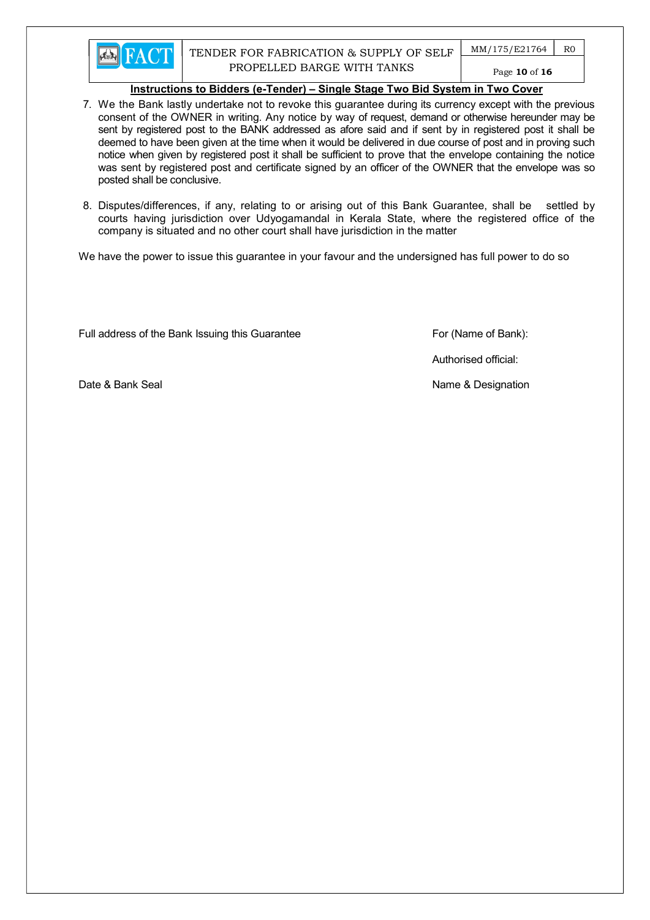**Instructions to Bidders (e-Tender) – Single Stage Two Bid System in Two Cover**

7. We the Bank lastly undertake not to revoke this guarantee during its currency except with the previous consent of the OWNER in writing. Any notice by way of request, demand or otherwise hereunder may be sent by registered post to the BANK addressed as afore said and if sent by in registered post it shall be deemed to have been given at the time when it would be delivered in due course of post and in proving such notice when given by registered post it shall be sufficient to prove that the envelope containing the notice was sent by registered post and certificate signed by an officer of the OWNER that the envelope was so posted shall be conclusive.

8. Disputes/differences, if any, relating to or arising out of this Bank Guarantee, shall be settled by courts having jurisdiction over Udyogamandal in Kerala State, where the registered office of the company is situated and no other court shall have jurisdiction in the matter

We have the power to issue this guarantee in your favour and the undersigned has full power to do so

Full address of the Bank Issuing this Guarantee

For (Name of Bank):

Authorised official:

Date & Bank Seal

Name & Designation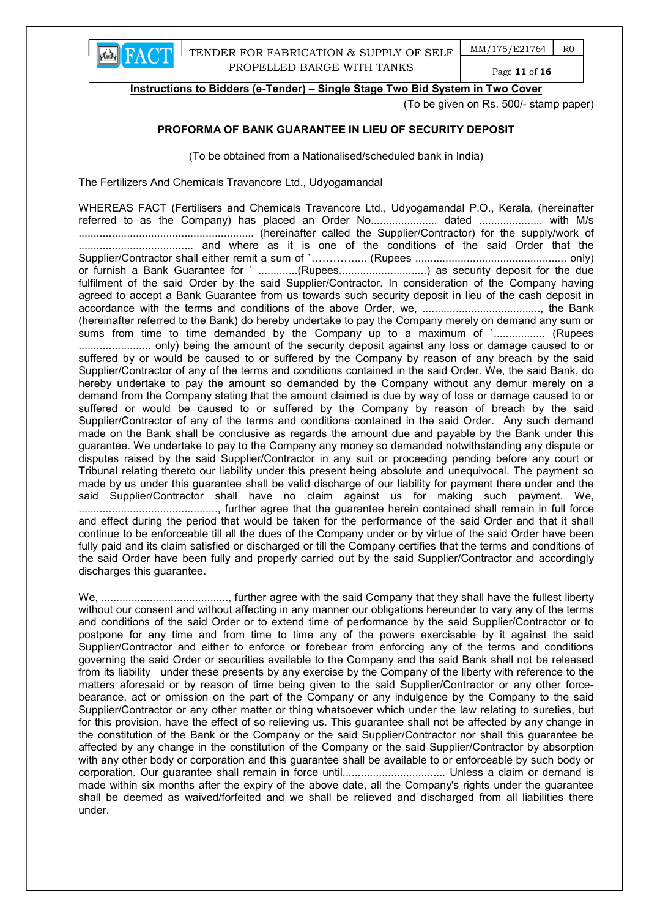**Instructions to Bidders (e-Tender) – Single Stage Two Bid System in Two Cover**

(To be given on Rs. 500/- stamp paper)

**PROFORMA OF BANK GUARANTEE IN LIEU OF SECURITY DEPOSIT**

(To be obtained from a Nationalised/scheduled bank in India)

The Fertilizers And Chemicals Travancore Ltd., Udyogamandal

WHEREAS FACT (Fertilisers and Chemicals Travancore Ltd., Udyogamandal P.O., Kerala, (hereinafter referred to as the Company) has placed an Order No...................... dated ..................... with M/s .......................................................... (hereinafter called the Supplier/Contractor) for the supply/work of ...................................... and where as it is one of the conditions of the said Order that the Supplier/Contractor shall either remit a sum of `…………..... (Rupees .................................................. only) or furnish a Bank Guarantee for ` .............(Rupees.............................) as security deposit for the due fulfilment of the said Order by the said Supplier/Contractor. In consideration of the Company having agreed to accept a Bank Guarantee from us towards such security deposit in lieu of the cash deposit in accordance with the terms and conditions of the above Order, we, ......................................., the Bank (hereinafter referred to the Bank) do hereby undertake to pay the Company merely on demand any sum or sums from time to time demanded by the Company up to a maximum of `................. (Rupees ........................ only) being the amount of the security deposit against any loss or damage caused to or suffered by or would be caused to or suffered by the Company by reason of any breach by the said Supplier/Contractor of any of the terms and conditions contained in the said Order. We, the said Bank, do hereby undertake to pay the amount so demanded by the Company without any demur merely on a demand from the Company stating that the amount claimed is due by way of loss or damage caused to or suffered or would be caused to or suffered by the Company by reason of breach by the said Supplier/Contractor of any of the terms and conditions contained in the said Order. Any such demand made on the Bank shall be conclusive as regards the amount due and payable by the Bank under this guarantee. We undertake to pay to the Company any money so demanded notwithstanding any dispute or disputes raised by the said Supplier/Contractor in any suit or proceeding pending before any court or Tribunal relating thereto our liability under this present being absolute and unequivocal. The payment so made by us under this guarantee shall be valid discharge of our liability for payment there under and the said Supplier/Contractor shall have no claim against us for making such payment. We, .............................................., further agree that the guarantee herein contained shall remain in full force and effect during the period that would be taken for the performance of the said Order and that it shall continue to be enforceable till all the dues of the Company under or by virtue of the said Order have been fully paid and its claim satisfied or discharged or till the Company certifies that the terms and conditions of the said Order have been fully and properly carried out by the said Supplier/Contractor and accordingly discharges this guarantee.

We, ..........................................., further agree with the said Company that they shall have the fullest liberty without our consent and without affecting in any manner our obligations hereunder to vary any of the terms and conditions of the said Order or to extend time of performance by the said Supplier/Contractor or to postpone for any time and from time to time any of the powers exercisable by it against the said Supplier/Contractor and either to enforce or forebear from enforcing any of the terms and conditions governing the said Order or securities available to the Company and the said Bank shall not be released from its liability under these presents by any exercise by the Company of the liberty with reference to the matters aforesaid or by reason of time being given to the said Supplier/Contractor or any other force-bearance, act or omission on the part of the Company or any indulgence by the Company to the said Supplier/Contractor or any other matter or thing whatsoever which under the law relating to sureties, but for this provision, have the effect of so relieving us. This guarantee shall not be affected by any change in the constitution of the Bank or the Company or the said Supplier/Contractor nor shall this guarantee be affected by any change in the constitution of the Company or the said Supplier/Contractor by absorption with any other body or corporation and this guarantee shall be available to or enforceable by such body or corporation. Our guarantee shall remain in force until................................. Unless a claim or demand is made within six months after the expiry of the above date, all the Company's rights under the guarantee shall be deemed as waived/forfeited and we shall be relieved and discharged from all liabilities there under.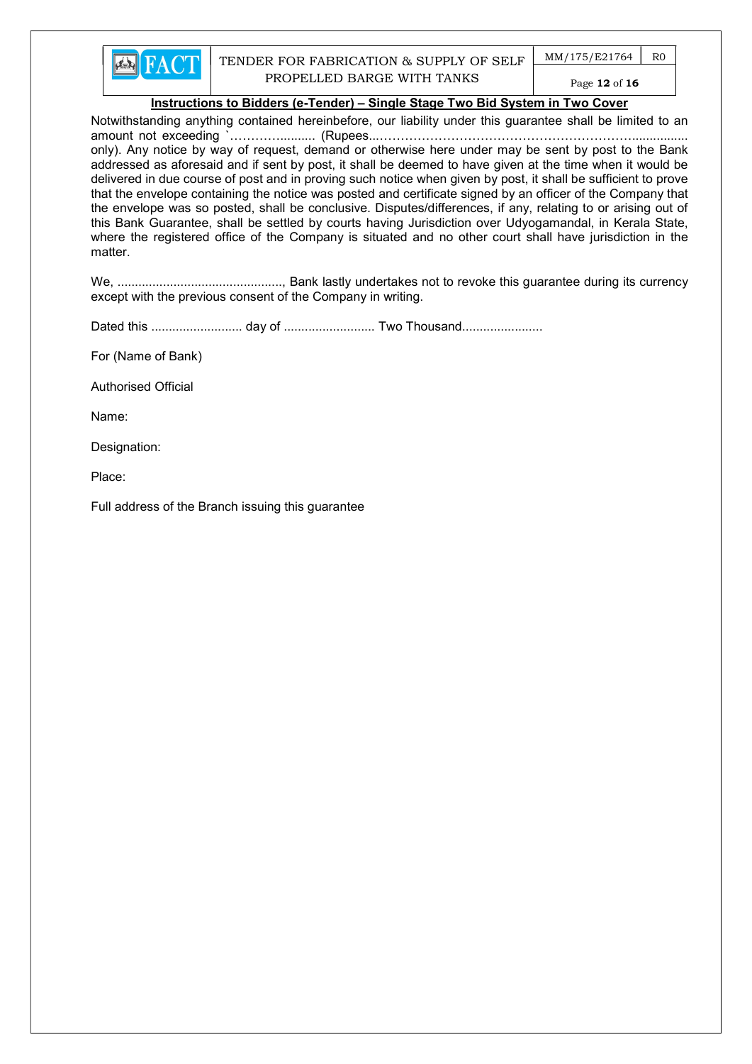Notwithstanding anything contained hereinbefore, our liability under this guarantee shall be limited to an amount not exceeding `………….......... (Rupees...…………………………………………………….............. only). Any notice by way of request, demand or otherwise here under may be sent by post to the Bank addressed as aforesaid and if sent by post, it shall be deemed to have given at the time when it would be delivered in due course of post and in proving such notice when given by post, it shall be sufficient to prove that the envelope containing the notice was posted and certificate signed by an officer of the Company that the envelope was so posted, shall be conclusive. Disputes/differences, if any, relating to or arising out of this Bank Guarantee, shall be settled by courts having Jurisdiction over Udyogamandal, in Kerala State, where the registered office of the Company is situated and no other court shall have jurisdiction in the matter.

We, ..............................................., Bank lastly undertakes not to revoke this guarantee during its currency except with the previous consent of the Company in writing.

Dated this .......................... day of .......................... Two Thousand.......................

For (Name of Bank)

Authorised Official

Name:

Designation:

Place:

Full address of the Branch issuing this guarantee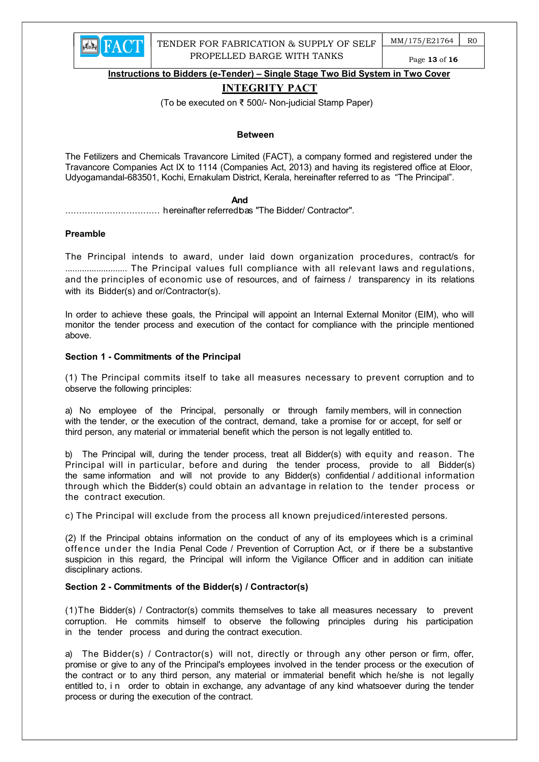**Instructions to Bidders (e-Tender) – Single Stage Two Bid System in Two Cover**

# INTEGRITY PACT

(To be executed on ₹ 500/- Non-judicial Stamp Paper)

**Between**

The Fetilizers and Chemicals Travancore Limited (FACT), a company formed and registered under the Travancore Companies Act IX to 1114 (Companies Act, 2013) and having its registered office at Eloor, Udyogamandal-683501, Kochi, Ernakulam District, Kerala, hereinafter referred to as "The Principal".

**And**

…………………………… hereinafter referred to as "The Bidder/ Contractor".

**Preamble**

The Principal intends to award, under laid down organization procedures, contract/s for .......................... The Principal values full compliance with all relevant laws and regulations, and the principles of economic use of resources, and of fairness / transparency in its relations with its Bidder(s) and or/Contractor(s).

In order to achieve these goals, the Principal will appoint an Internal External Monitor (EIM), who will monitor the tender process and execution of the contact for compliance with the principle mentioned above.

**Section 1 - Commitments of the Principal**

(1) The Principal commits itself to take all measures necessary to prevent corruption and to observe the following principles:

a) No employee of the Principal, personally or through family members, will in connection with the tender, or the execution of the contract, demand, take a promise for or accept, for self or third person, any material or immaterial benefit which the person is not legally entitled to.

b) The Principal will, during the tender process, treat all Bidder(s) with equity and reason. The Principal will in particular, before and during the tender process, provide to all Bidder(s) the same information and will not provide to any Bidder(s) confidential / additional information through which the Bidder(s) could obtain an advantage in relation to the tender process or the contract execution.

c) The Principal will exclude from the process all known prejudiced/interested persons.

(2) If the Principal obtains information on the conduct of any of its employees which is a criminal offence under the India Penal Code / Prevention of Corruption Act, or if there be a substantive suspicion in this regard, the Principal will inform the Vigilance Officer and in addition can initiate disciplinary actions.

**Section 2 - Commitments of the Bidder(s) / Contractor(s)**

(1)The Bidder(s) / Contractor(s) commits themselves to take all measures necessary to prevent corruption. He commits himself to observe the following principles during his participation in the tender process and during the contract execution.

a) The Bidder(s) / Contractor(s) will not, directly or through any other person or firm, offer, promise or give to any of the Principal's employees involved in the tender process or the execution of the contract or to any third person, any material or immaterial benefit which he/she is not legally entitled to, in order to obtain in exchange, any advantage of any kind whatsoever during the tender process or during the execution of the contract.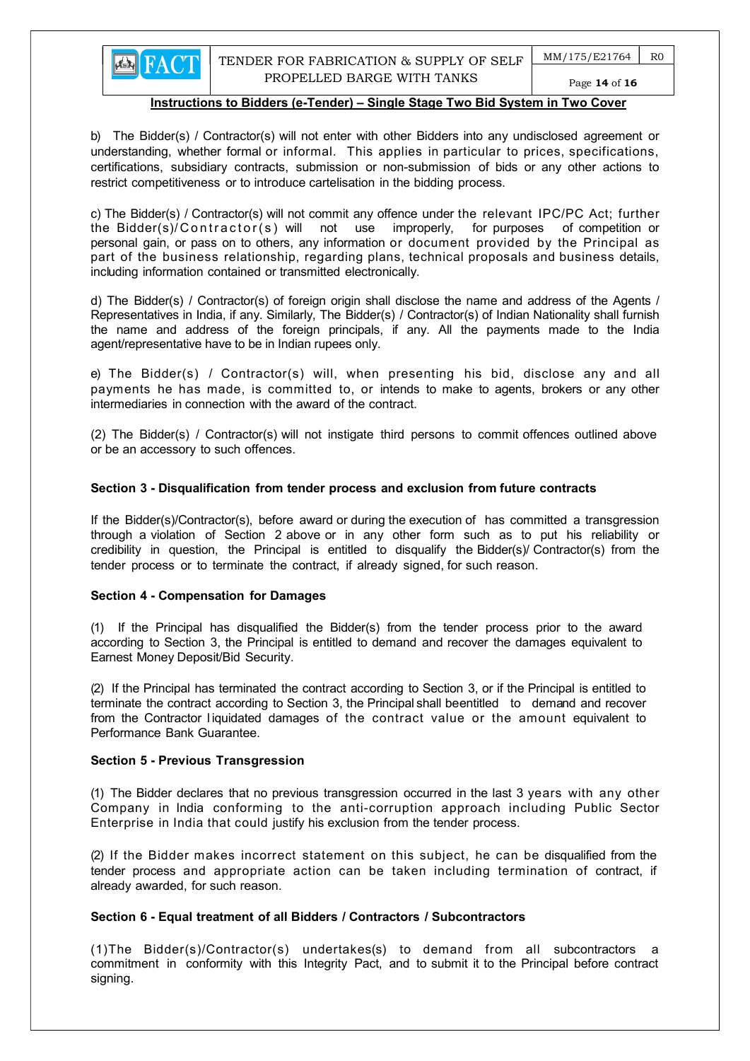**Instructions to Bidders (e-Tender) – Single Stage Two Bid System in Two Cover**

b) The Bidder(s) / Contractor(s) will not enter with other Bidders into any undisclosed agreement or understanding, whether formal or informal. This applies in particular to prices, specifications, certifications, subsidiary contracts, submission or non-submission of bids or any other actions to restrict competitiveness or to introduce cartelisation in the bidding process.

c) The Bidder(s) / Contractor(s) will not commit any offence under the relevant IPC/PC Act; further the Bidder(s)/Contractor(s) will not use improperly, for purposes of competition or personal gain, or pass on to others, any information or document provided by the Principal as part of the business relationship, regarding plans, technical proposals and business details, including information contained or transmitted electronically.

d) The Bidder(s) / Contractor(s) of foreign origin shall disclose the name and address of the Agents / Representatives in India, if any. Similarly, The Bidder(s) / Contractor(s) of Indian Nationality shall furnish the name and address of the foreign principals, if any. All the payments made to the India agent/representative have to be in Indian rupees only.

e) The Bidder(s) / Contractor(s) will, when presenting his bid, disclose any and all payments he has made, is committed to, or intends to make to agents, brokers or any other intermediaries in connection with the award of the contract.

(2) The Bidder(s) / Contractor(s) will not instigate third persons to commit offences outlined above or be an accessory to such offences.

**Section 3 - Disqualification from tender process and exclusion from future contracts**

If the Bidder(s)/Contractor(s), before award or during the execution of has committed a transgression through a violation of Section 2 above or in any other form such as to put his reliability or credibility in question, the Principal is entitled to disqualify the Bidder(s)/ Contractor(s) from the tender process or to terminate the contract, if already signed, for such reason.

**Section 4 - Compensation for Damages**

(1) If the Principal has disqualified the Bidder(s) from the tender process prior to the award according to Section 3, the Principal is entitled to demand and recover the damages equivalent to Earnest Money Deposit/Bid Security.

(2) If the Principal has terminated the contract according to Section 3, or if the Principal is entitled to terminate the contract according to Section 3, the Principal shall beentitled to demand and recover from the Contractor liquidated damages of the contract value or the amount equivalent to Performance Bank Guarantee.

**Section 5 - Previous Transgression**

(1) The Bidder declares that no previous transgression occurred in the last 3 years with any other Company in India conforming to the anti-corruption approach including Public Sector Enterprise in India that could justify his exclusion from the tender process.

(2) If the Bidder makes incorrect statement on this subject, he can be disqualified from the tender process and appropriate action can be taken including termination of contract, if already awarded, for such reason.

**Section 6 - Equal treatment of all Bidders / Contractors / Subcontractors**

(1)The Bidder(s)/Contractor(s) undertakes(s) to demand from all subcontractors a commitment in conformity with this Integrity Pact, and to submit it to the Principal before contract signing.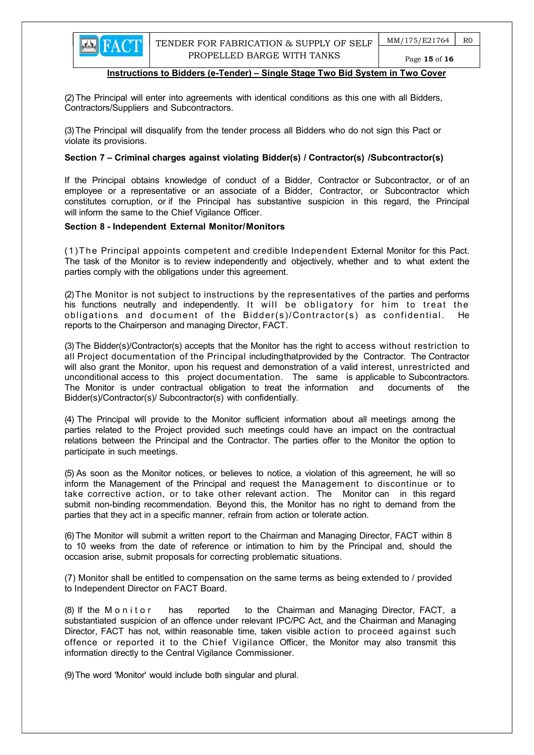**Instructions to Bidders (e-Tender) – Single Stage Two Bid System in Two Cover**

(2) The Principal will enter into agreements with identical conditions as this one with all Bidders, Contractors/Suppliers and Subcontractors.

(3) The Principal will disqualify from the tender process all Bidders who do not sign this Pact or violate its provisions.

**Section 7 – Criminal charges against violating Bidder(s) / Contractor(s) /Subcontractor(s)**

If the Principal obtains knowledge of conduct of a Bidder, Contractor or Subcontractor, or of an employee or a representative or an associate of a Bidder, Contractor, or Subcontractor which constitutes corruption, or if the Principal has substantive suspicion in this regard, the Principal will inform the same to the Chief Vigilance Officer.

**Section 8 - Independent External Monitor/Monitors**

(1) The Principal appoints competent and credible Independent External Monitor for this Pact. The task of the Monitor is to review independently and objectively, whether and to what extent the parties comply with the obligations under this agreement.

(2) The Monitor is not subject to instructions by the representatives of the parties and performs his functions neutrally and independently. It will be obligatory for him to treat the obligations and document of the Bidder(s)/Contractor(s) as confidential. He reports to the Chairperson and managing Director, FACT.

(3) The Bidder(s)/Contractor(s) accepts that the Monitor has the right to access without restriction to all Project documentation of the Principal includingthatprovided by the Contractor. The Contractor will also grant the Monitor, upon his request and demonstration of a valid interest, unrestricted and unconditional access to this project documentation. The same is applicable to Subcontractors. The Monitor is under contractual obligation to treat the information and documents of the Bidder(s)/Contractor(s)/ Subcontractor(s) with confidentially.

(4) The Principal will provide to the Monitor sufficient information about all meetings among the parties related to the Project provided such meetings could have an impact on the contractual relations between the Principal and the Contractor. The parties offer to the Monitor the option to participate in such meetings.

(5) As soon as the Monitor notices, or believes to notice, a violation of this agreement, he will so inform the Management of the Principal and request the Management to discontinue or to take corrective action, or to take other relevant action. The Monitor can in this regard submit non-binding recommendation. Beyond this, the Monitor has no right to demand from the parties that they act in a specific manner, refrain from action or tolerate action.

(6) The Monitor will submit a written report to the Chairman and Managing Director, FACT within 8 to 10 weeks from the date of reference or intimation to him by the Principal and, should the occasion arise, submit proposals for correcting problematic situations.

(7) Monitor shall be entitled to compensation on the same terms as being extended to / provided to Independent Director on FACT Board.

(8) If the Monitor has reported to the Chairman and Managing Director, FACT, a substantiated suspicion of an offence under relevant IPC/PC Act, and the Chairman and Managing Director, FACT has not, within reasonable time, taken visible action to proceed against such offence or reported it to the Chief Vigilance Officer, the Monitor may also transmit this information directly to the Central Vigilance Commissioner.

(9) The word 'Monitor' would include both singular and plural.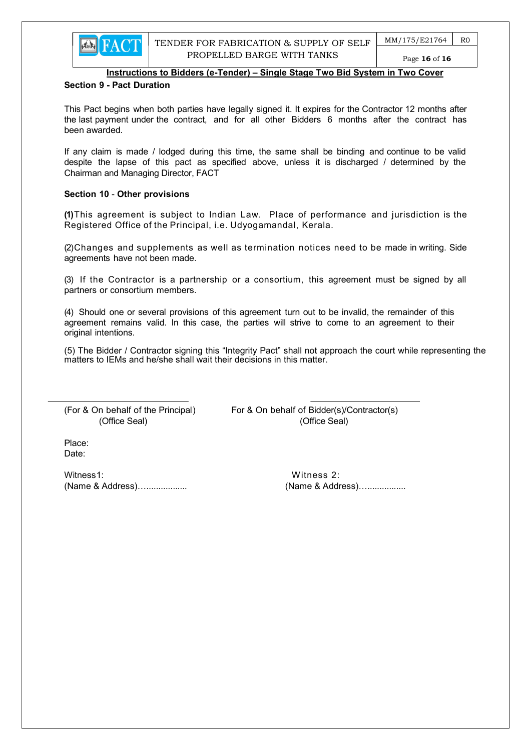**Instructions to Bidders (e-Tender) – Single Stage Two Bid System in Two Cover**

**Section 9 - Pact Duration**

This Pact begins when both parties have legally signed it. It expires for the Contractor 12 months after the last payment under the contract, and for all other Bidders 6 months after the contract has been awarded.

If any claim is made / lodged during this time, the same shall be binding and continue to be valid despite the lapse of this pact as specified above, unless it is discharged / determined by the Chairman and Managing Director, FACT

**Section 10** - **Other provisions**

**(1)**This agreement is subject to Indian Law. Place of performance and jurisdiction is the Registered Office of the Principal, i.e. Udyogamandal, Kerala.

(2)Changes and supplements as well as termination notices need to be made in writing. Side agreements have not been made.

(3) If the Contractor is a partnership or a consortium, this agreement must be signed by all partners or consortium members.

(4) Should one or several provisions of this agreement turn out to be invalid, the remainder of this agreement remains valid. In this case, the parties will strive to come to an agreement to their original intentions.

(5) The Bidder / Contractor signing this "Integrity Pact" shall not approach the court while representing the matters to IEMs and he/she shall wait their decisions in this matter.

(For & On behalf of the Principal)
(Office Seal)

For & On behalf of Bidder(s)/Contractor(s)
(Office Seal)

Place:
Date:

Witness1:
(Name & Address)…................

Witness 2:
(Name & Address)…................